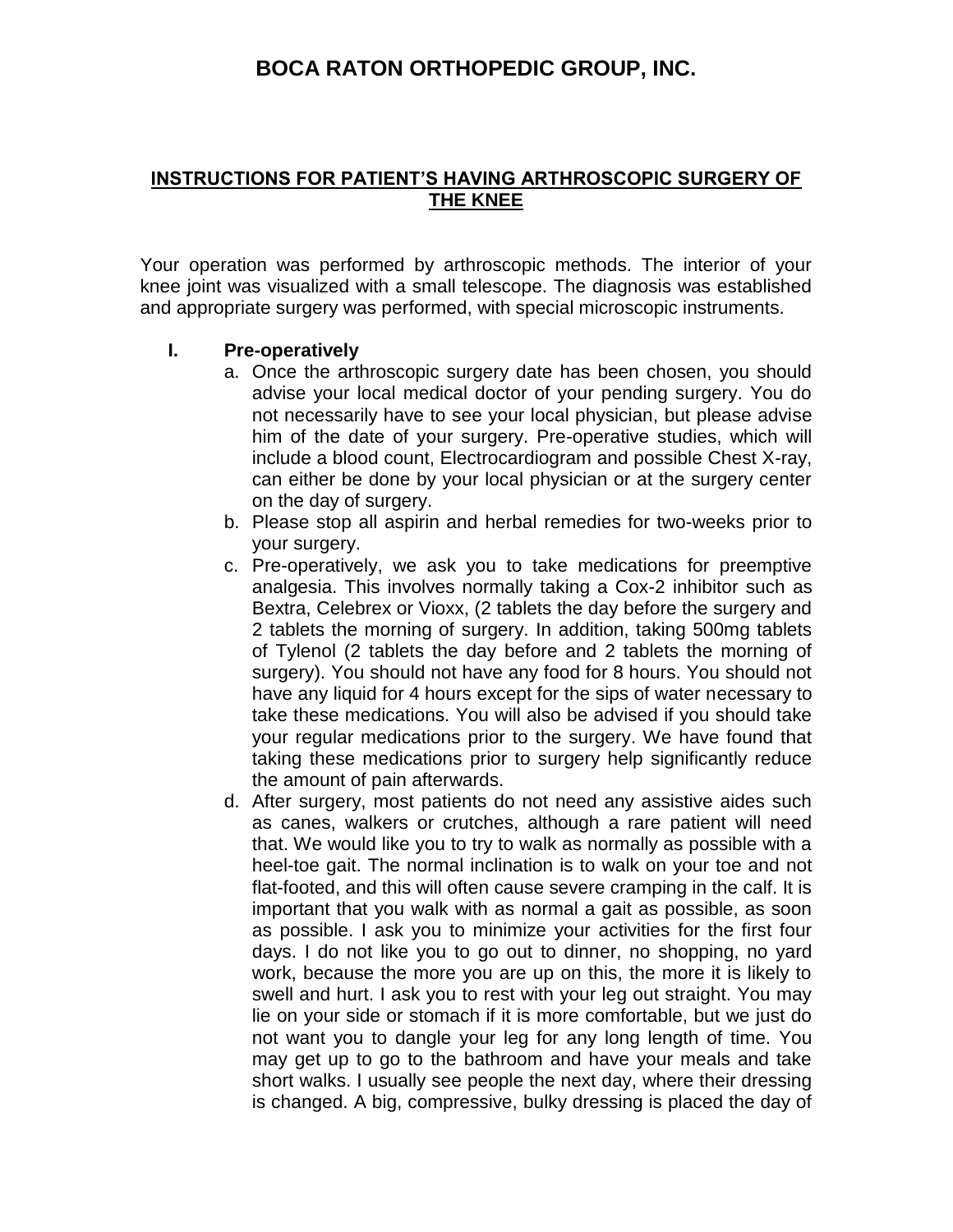# BOCA RATON ORTHOPEDIC GROUP, INC.

## INSTRUCTIONS FOR PATIENT'S HAVING ARTHROSCOPIC SURGERY OF THE KNEE

Your operation was performed by arthroscopic methods. The interior of your knee joint was visualized with a small telescope. The diagnosis was established and appropriate surgery was performed, with special microscopic instruments.

### I. Pre-operatively

a. Once the arthroscopic surgery date has been chosen, you should advise your local medical doctor of your pending surgery. You do not necessarily have to see your local physician, but please advise him of the date of your surgery. Pre-operative studies, which will include a blood count, Electrocardiogram and possible Chest X-ray, can either be done by your local physician or at the surgery center on the day of surgery.

b. Please stop all aspirin and herbal remedies for two-weeks prior to your surgery.

c. Pre-operatively, we ask you to take medications for preemptive analgesia. This involves normally taking a Cox-2 inhibitor such as Bextra, Celebrex or Vioxx, (2 tablets the day before the surgery and 2 tablets the morning of surgery. In addition, taking 500mg tablets of Tylenol (2 tablets the day before and 2 tablets the morning of surgery). You should not have any food for 8 hours. You should not have any liquid for 4 hours except for the sips of water necessary to take these medications. You will also be advised if you should take your regular medications prior to the surgery. We have found that taking these medications prior to surgery help significantly reduce the amount of pain afterwards.

d. After surgery, most patients do not need any assistive aides such as canes, walkers or crutches, although a rare patient will need that. We would like you to try to walk as normally as possible with a heel-toe gait. The normal inclination is to walk on your toe and not flat-footed, and this will often cause severe cramping in the calf. It is important that you walk with as normal a gait as possible, as soon as possible. I ask you to minimize your activities for the first four days. I do not like you to go out to dinner, no shopping, no yard work, because the more you are up on this, the more it is likely to swell and hurt. I ask you to rest with your leg out straight. You may lie on your side or stomach if it is more comfortable, but we just do not want you to dangle your leg for any long length of time. You may get up to go to the bathroom and have your meals and take short walks. I usually see people the next day, where their dressing is changed. A big, compressive, bulky dressing is placed the day of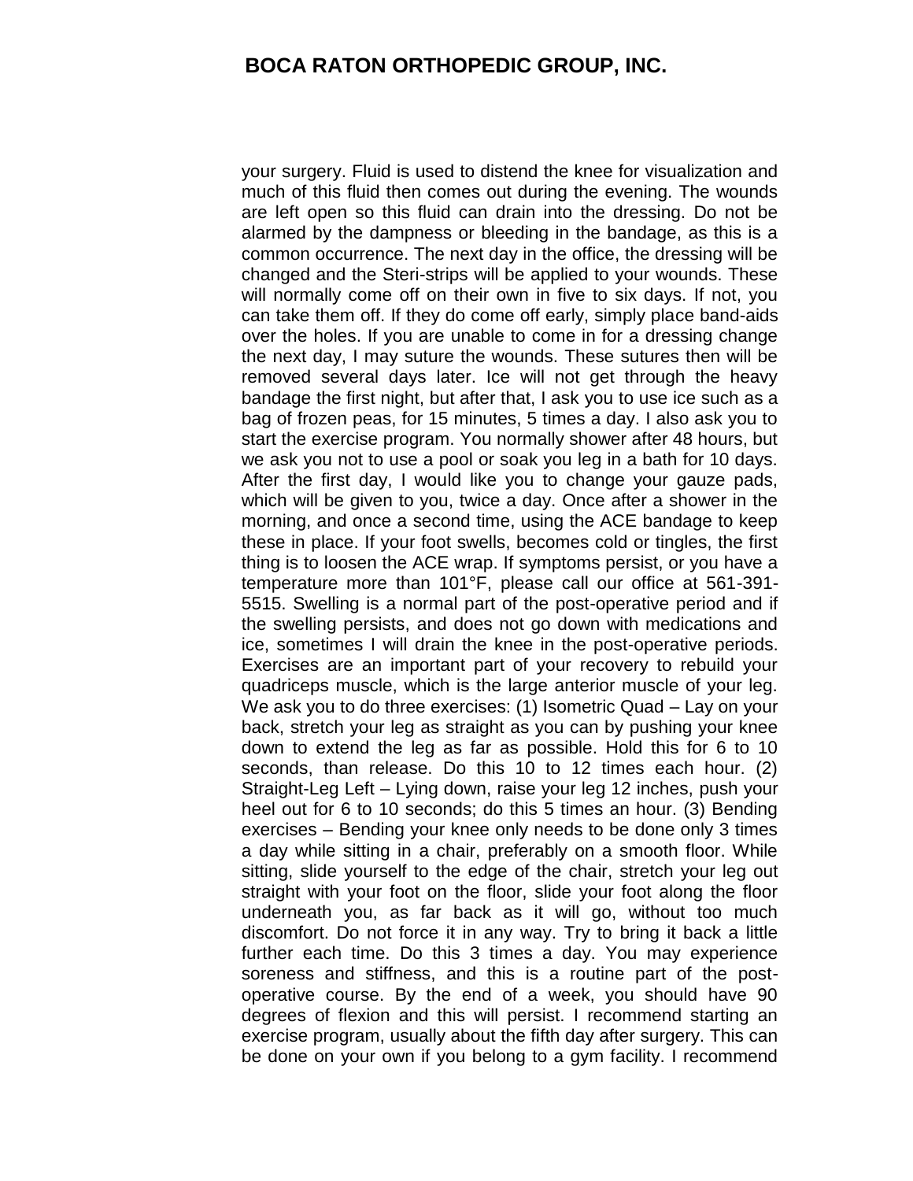your surgery. Fluid is used to distend the knee for visualization and much of this fluid then comes out during the evening. The wounds are left open so this fluid can drain into the dressing. Do not be alarmed by the dampness or bleeding in the bandage, as this is a common occurrence. The next day in the office, the dressing will be changed and the Steri-strips will be applied to your wounds. These will normally come off on their own in five to six days. If not, you can take them off. If they do come off early, simply place band-aids over the holes. If you are unable to come in for a dressing change the next day, I may suture the wounds. These sutures then will be removed several days later. Ice will not get through the heavy bandage the first night, but after that, I ask you to use ice such as a bag of frozen peas, for 15 minutes, 5 times a day. I also ask you to start the exercise program. You normally shower after 48 hours, but we ask you not to use a pool or soak you leg in a bath for 10 days. After the first day, I would like you to change your gauze pads, which will be given to you, twice a day. Once after a shower in the morning, and once a second time, using the ACE bandage to keep these in place. If your foot swells, becomes cold or tingles, the first thing is to loosen the ACE wrap. If symptoms persist, or you have a temperature more than 101°F, please call our office at 561-391-5515. Swelling is a normal part of the post-operative period and if the swelling persists, and does not go down with medications and ice, sometimes I will drain the knee in the post-operative periods. Exercises are an important part of your recovery to rebuild your quadriceps muscle, which is the large anterior muscle of your leg. We ask you to do three exercises: (1) Isometric Quad – Lay on your back, stretch your leg as straight as you can by pushing your knee down to extend the leg as far as possible. Hold this for 6 to 10 seconds, than release. Do this 10 to 12 times each hour. (2) Straight-Leg Left – Lying down, raise your leg 12 inches, push your heel out for 6 to 10 seconds; do this 5 times an hour. (3) Bending exercises – Bending your knee only needs to be done only 3 times a day while sitting in a chair, preferably on a smooth floor. While sitting, slide yourself to the edge of the chair, stretch your leg out straight with your foot on the floor, slide your foot along the floor underneath you, as far back as it will go, without too much discomfort. Do not force it in any way. Try to bring it back a little further each time. Do this 3 times a day. You may experience soreness and stiffness, and this is a routine part of the post-operative course. By the end of a week, you should have 90 degrees of flexion and this will persist. I recommend starting an exercise program, usually about the fifth day after surgery. This can be done on your own if you belong to a gym facility. I recommend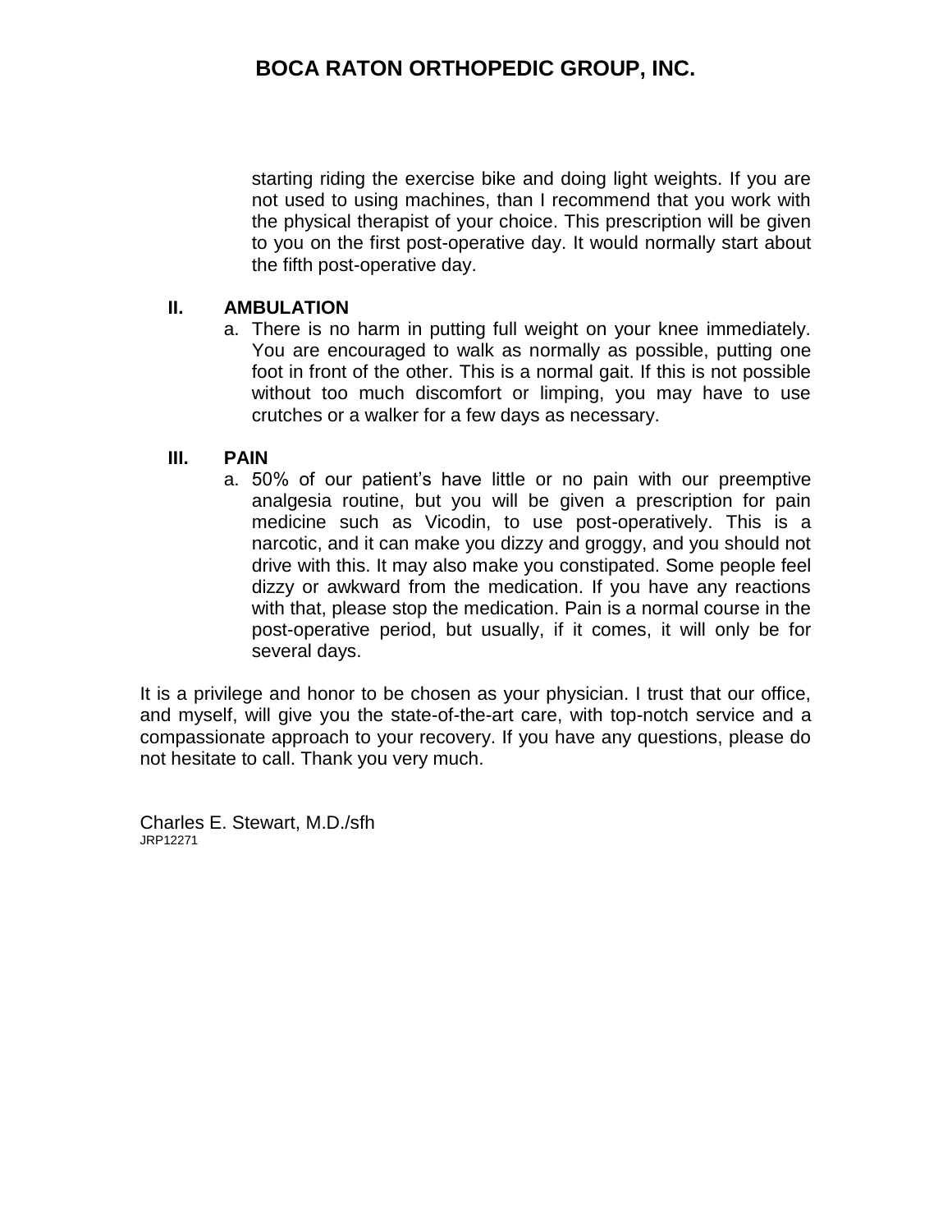starting riding the exercise bike and doing light weights. If you are not used to using machines, than I recommend that you work with the physical therapist of your choice. This prescription will be given to you on the first post-operative day. It would normally start about the fifth post-operative day.

## II. AMBULATION

a. There is no harm in putting full weight on your knee immediately. You are encouraged to walk as normally as possible, putting one foot in front of the other. This is a normal gait. If this is not possible without too much discomfort or limping, you may have to use crutches or a walker for a few days as necessary.

## III. PAIN

a. 50% of our patient's have little or no pain with our preemptive analgesia routine, but you will be given a prescription for pain medicine such as Vicodin, to use post-operatively. This is a narcotic, and it can make you dizzy and groggy, and you should not drive with this. It may also make you constipated. Some people feel dizzy or awkward from the medication. If you have any reactions with that, please stop the medication. Pain is a normal course in the post-operative period, but usually, if it comes, it will only be for several days.

It is a privilege and honor to be chosen as your physician. I trust that our office, and myself, will give you the state-of-the-art care, with top-notch service and a compassionate approach to your recovery. If you have any questions, please do not hesitate to call. Thank you very much.

Charles E. Stewart, M.D./sfh
JRP12271